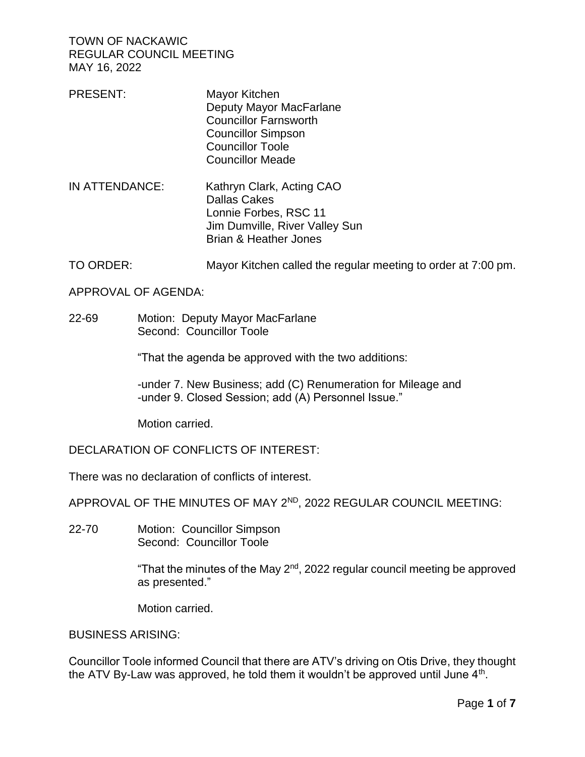TOWN OF NACKAWIC
REGULAR COUNCIL MEETING
MAY 16, 2022

PRESENT:
- Mayor Kitchen
- Deputy Mayor MacFarlane
- Councillor Farnsworth
- Councillor Simpson
- Councillor Toole
- Councillor Meade

IN ATTENDANCE:
- Kathryn Clark, Acting CAO
- Dallas Cakes
- Lonnie Forbes, RSC 11
- Jim Dumville, River Valley Sun
- Brian & Heather Jones

TO ORDER: Mayor Kitchen called the regular meeting to order at 7:00 pm.

APPROVAL OF AGENDA:

22-69 Motion: Deputy Mayor MacFarlane
Second: Councillor Toole

"That the agenda be approved with the two additions:

-under 7. New Business; add (C) Renumeration for Mileage and
-under 9. Closed Session; add (A) Personnel Issue."

Motion carried.

DECLARATION OF CONFLICTS OF INTEREST:

There was no declaration of conflicts of interest.

APPROVAL OF THE MINUTES OF MAY 2ND, 2022 REGULAR COUNCIL MEETING:

22-70 Motion: Councillor Simpson
Second: Councillor Toole

"That the minutes of the May 2nd, 2022 regular council meeting be approved as presented."

Motion carried.

BUSINESS ARISING:

Councillor Toole informed Council that there are ATV's driving on Otis Drive, they thought the ATV By-Law was approved, he told them it wouldn't be approved until June 4th.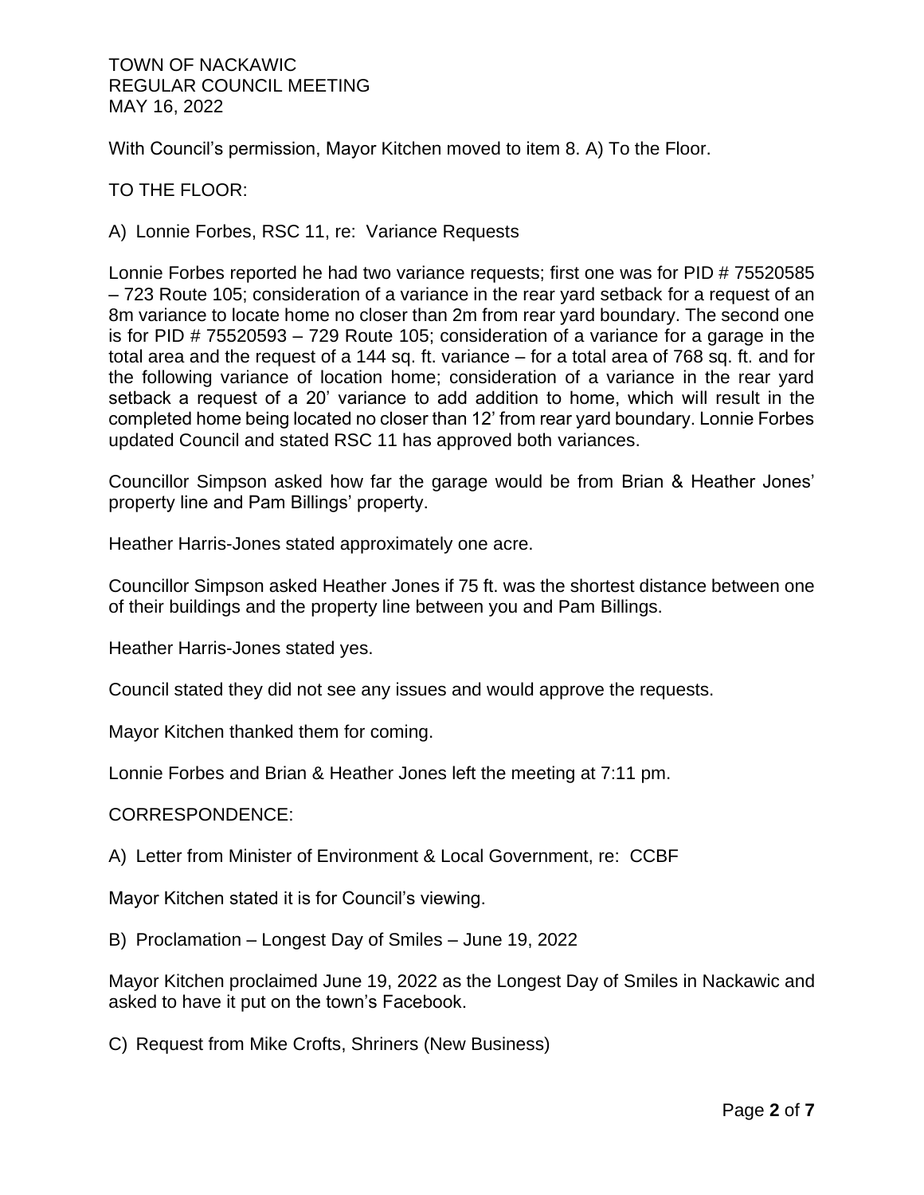With Council's permission, Mayor Kitchen moved to item 8. A) To the Floor.

TO THE FLOOR:

A) Lonnie Forbes, RSC 11, re: Variance Requests

Lonnie Forbes reported he had two variance requests; first one was for PID # 75520585 – 723 Route 105; consideration of a variance in the rear yard setback for a request of an 8m variance to locate home no closer than 2m from rear yard boundary. The second one is for PID # 75520593 – 729 Route 105; consideration of a variance for a garage in the total area and the request of a 144 sq. ft. variance – for a total area of 768 sq. ft. and for the following variance of location home; consideration of a variance in the rear yard setback a request of a 20' variance to add addition to home, which will result in the completed home being located no closer than 12' from rear yard boundary. Lonnie Forbes updated Council and stated RSC 11 has approved both variances.

Councillor Simpson asked how far the garage would be from Brian & Heather Jones' property line and Pam Billings' property.

Heather Harris-Jones stated approximately one acre.

Councillor Simpson asked Heather Jones if 75 ft. was the shortest distance between one of their buildings and the property line between you and Pam Billings.

Heather Harris-Jones stated yes.

Council stated they did not see any issues and would approve the requests.

Mayor Kitchen thanked them for coming.

Lonnie Forbes and Brian & Heather Jones left the meeting at 7:11 pm.

CORRESPONDENCE:

A) Letter from Minister of Environment & Local Government, re: CCBF

Mayor Kitchen stated it is for Council's viewing.

B) Proclamation – Longest Day of Smiles – June 19, 2022

Mayor Kitchen proclaimed June 19, 2022 as the Longest Day of Smiles in Nackawic and asked to have it put on the town's Facebook.

C) Request from Mike Crofts, Shriners (New Business)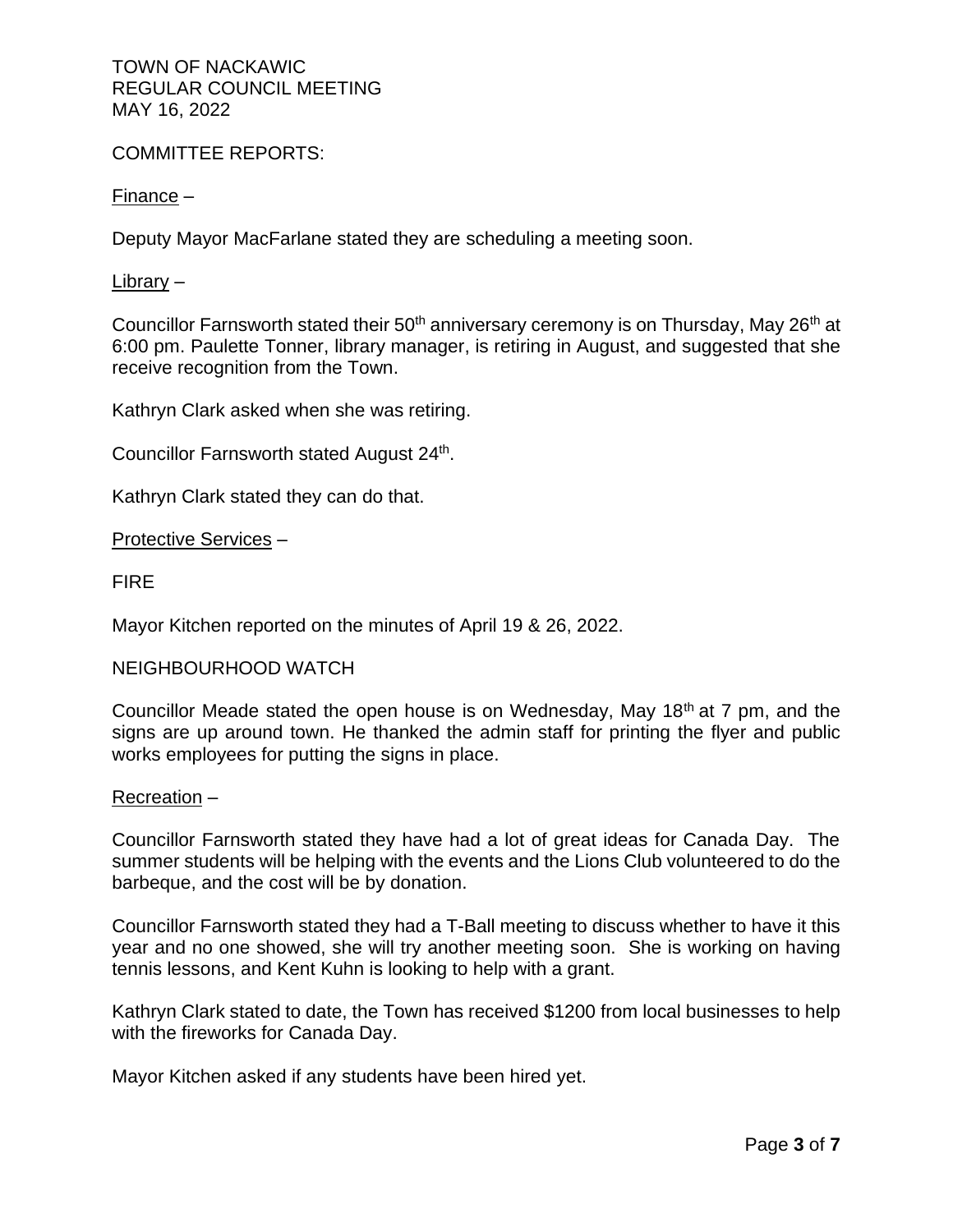COMMITTEE REPORTS:

Finance –

Deputy Mayor MacFarlane stated they are scheduling a meeting soon.

Library –

Councillor Farnsworth stated their 50th anniversary ceremony is on Thursday, May 26th at 6:00 pm. Paulette Tonner, library manager, is retiring in August, and suggested that she receive recognition from the Town.

Kathryn Clark asked when she was retiring.

Councillor Farnsworth stated August 24th.

Kathryn Clark stated they can do that.

Protective Services –

FIRE

Mayor Kitchen reported on the minutes of April 19 & 26, 2022.

NEIGHBOURHOOD WATCH

Councillor Meade stated the open house is on Wednesday, May 18th at 7 pm, and the signs are up around town. He thanked the admin staff for printing the flyer and public works employees for putting the signs in place.

Recreation –

Councillor Farnsworth stated they have had a lot of great ideas for Canada Day. The summer students will be helping with the events and the Lions Club volunteered to do the barbeque, and the cost will be by donation.

Councillor Farnsworth stated they had a T-Ball meeting to discuss whether to have it this year and no one showed, she will try another meeting soon. She is working on having tennis lessons, and Kent Kuhn is looking to help with a grant.

Kathryn Clark stated to date, the Town has received $1200 from local businesses to help with the fireworks for Canada Day.

Mayor Kitchen asked if any students have been hired yet.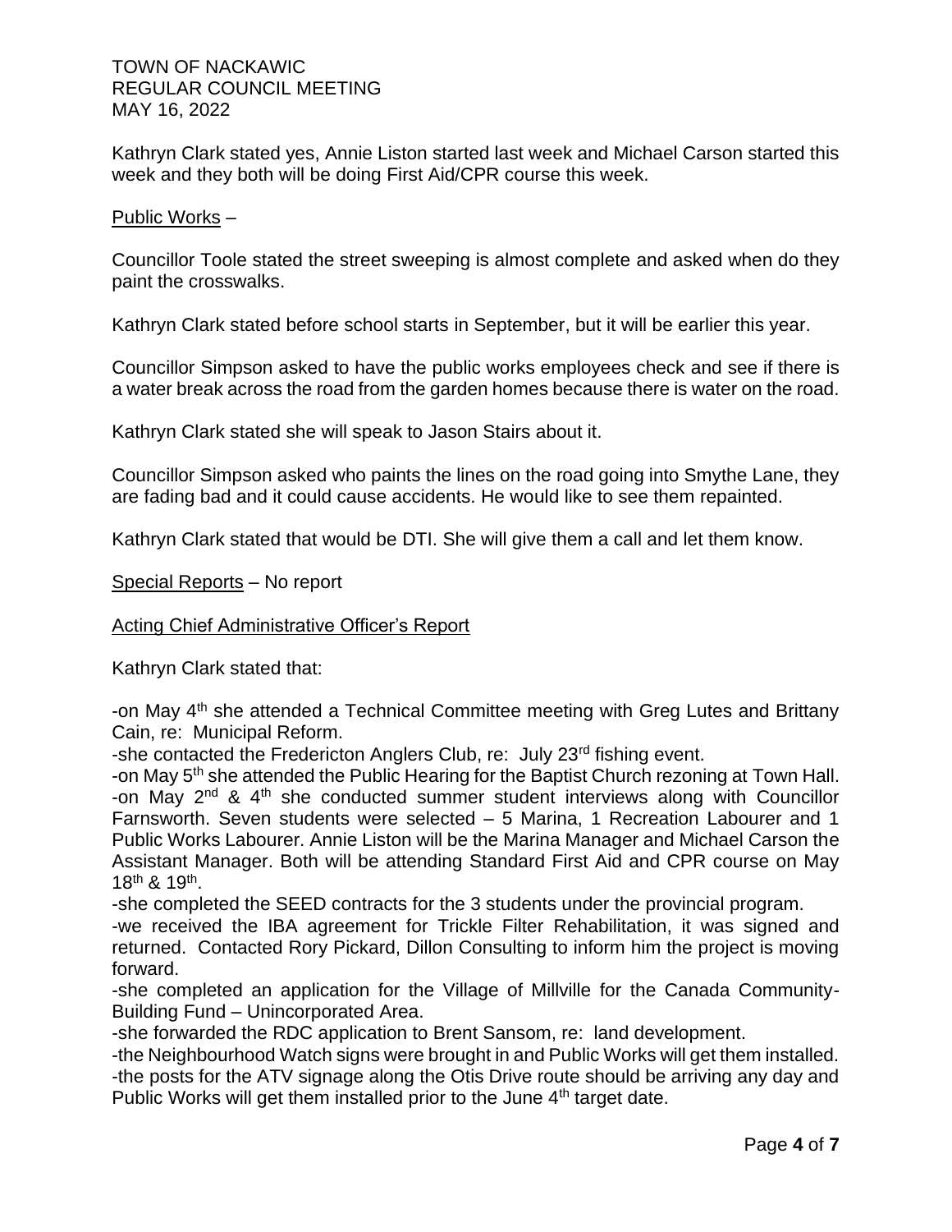Kathryn Clark stated yes, Annie Liston started last week and Michael Carson started this week and they both will be doing First Aid/CPR course this week.

Public Works –

Councillor Toole stated the street sweeping is almost complete and asked when do they paint the crosswalks.

Kathryn Clark stated before school starts in September, but it will be earlier this year.

Councillor Simpson asked to have the public works employees check and see if there is a water break across the road from the garden homes because there is water on the road.

Kathryn Clark stated she will speak to Jason Stairs about it.

Councillor Simpson asked who paints the lines on the road going into Smythe Lane, they are fading bad and it could cause accidents. He would like to see them repainted.

Kathryn Clark stated that would be DTI. She will give them a call and let them know.

Special Reports – No report

Acting Chief Administrative Officer's Report

Kathryn Clark stated that:

-on May 4th she attended a Technical Committee meeting with Greg Lutes and Brittany Cain, re: Municipal Reform.
-she contacted the Fredericton Anglers Club, re: July 23rd fishing event.
-on May 5th she attended the Public Hearing for the Baptist Church rezoning at Town Hall.
-on May 2nd & 4th she conducted summer student interviews along with Councillor Farnsworth. Seven students were selected – 5 Marina, 1 Recreation Labourer and 1 Public Works Labourer. Annie Liston will be the Marina Manager and Michael Carson the Assistant Manager. Both will be attending Standard First Aid and CPR course on May 18th & 19th.
-she completed the SEED contracts for the 3 students under the provincial program.
-we received the IBA agreement for Trickle Filter Rehabilitation, it was signed and returned. Contacted Rory Pickard, Dillon Consulting to inform him the project is moving forward.
-she completed an application for the Village of Millville for the Canada Community-Building Fund – Unincorporated Area.
-she forwarded the RDC application to Brent Sansom, re: land development.
-the Neighbourhood Watch signs were brought in and Public Works will get them installed.
-the posts for the ATV signage along the Otis Drive route should be arriving any day and Public Works will get them installed prior to the June 4th target date.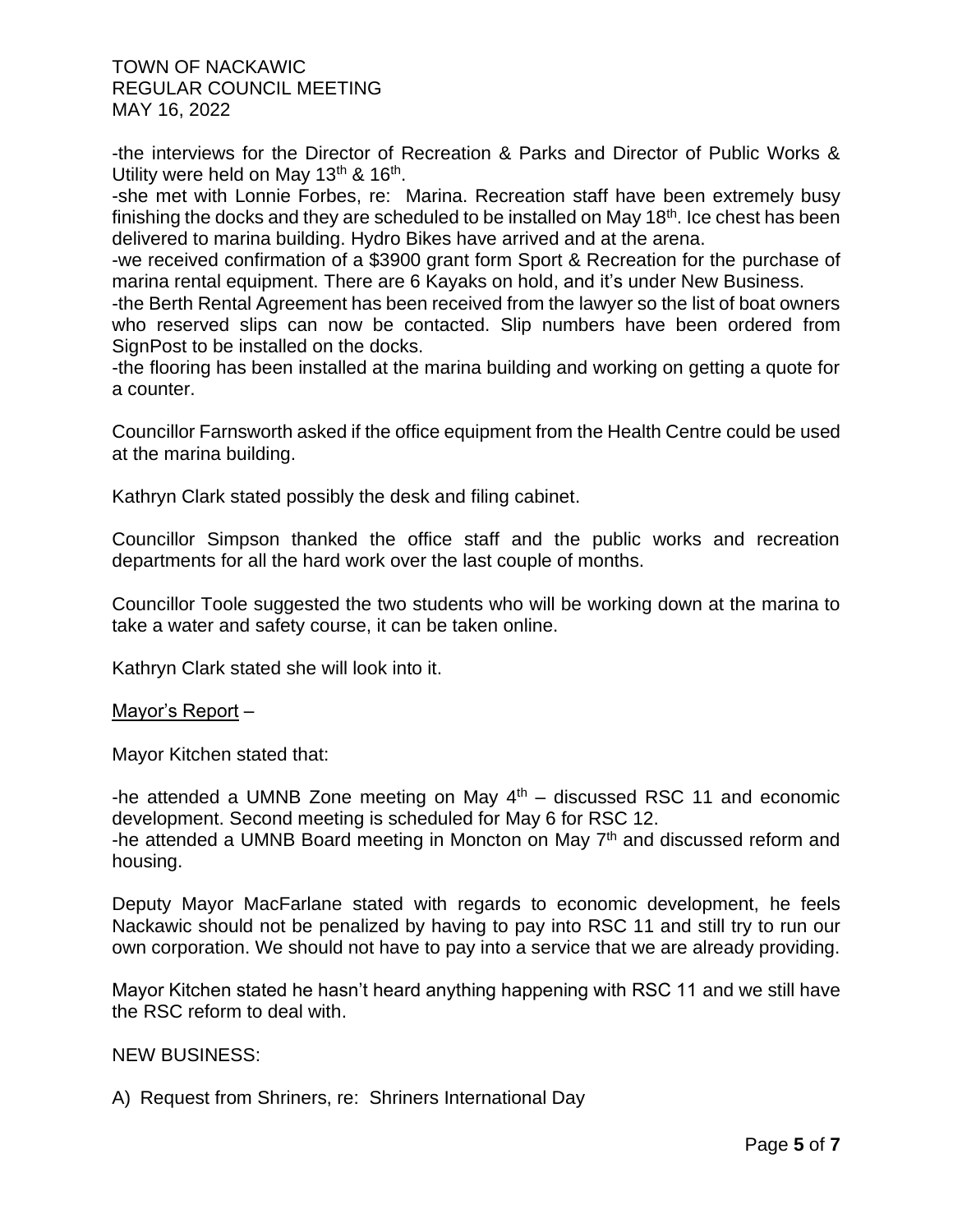-the interviews for the Director of Recreation & Parks and Director of Public Works & Utility were held on May 13th & 16th.

-she met with Lonnie Forbes, re: Marina. Recreation staff have been extremely busy finishing the docks and they are scheduled to be installed on May 18th. Ice chest has been delivered to marina building. Hydro Bikes have arrived and at the arena.

-we received confirmation of a $3900 grant form Sport & Recreation for the purchase of marina rental equipment. There are 6 Kayaks on hold, and it's under New Business.

-the Berth Rental Agreement has been received from the lawyer so the list of boat owners who reserved slips can now be contacted. Slip numbers have been ordered from SignPost to be installed on the docks.

-the flooring has been installed at the marina building and working on getting a quote for a counter.

Councillor Farnsworth asked if the office equipment from the Health Centre could be used at the marina building.

Kathryn Clark stated possibly the desk and filing cabinet.

Councillor Simpson thanked the office staff and the public works and recreation departments for all the hard work over the last couple of months.

Councillor Toole suggested the two students who will be working down at the marina to take a water and safety course, it can be taken online.

Kathryn Clark stated she will look into it.

<u>Mayor's Report</u> –

Mayor Kitchen stated that:

-he attended a UMNB Zone meeting on May 4th – discussed RSC 11 and economic development. Second meeting is scheduled for May 6 for RSC 12.

-he attended a UMNB Board meeting in Moncton on May 7th and discussed reform and housing.

Deputy Mayor MacFarlane stated with regards to economic development, he feels Nackawic should not be penalized by having to pay into RSC 11 and still try to run our own corporation. We should not have to pay into a service that we are already providing.

Mayor Kitchen stated he hasn't heard anything happening with RSC 11 and we still have the RSC reform to deal with.

NEW BUSINESS:

A) Request from Shriners, re: Shriners International Day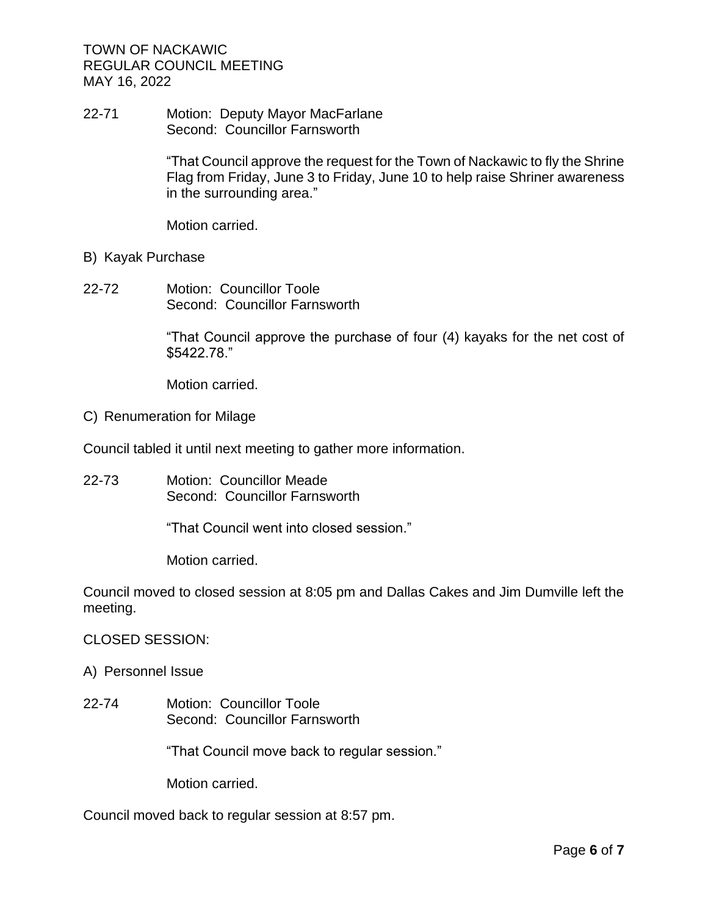22-71 Motion: Deputy Mayor MacFarlane
Second: Councillor Farnsworth

"That Council approve the request for the Town of Nackawic to fly the Shrine Flag from Friday, June 3 to Friday, June 10 to help raise Shriner awareness in the surrounding area."

Motion carried.

B) Kayak Purchase

22-72 Motion: Councillor Toole
Second: Councillor Farnsworth

"That Council approve the purchase of four (4) kayaks for the net cost of $5422.78."

Motion carried.

C) Renumeration for Milage

Council tabled it until next meeting to gather more information.

22-73 Motion: Councillor Meade
Second: Councillor Farnsworth

"That Council went into closed session."

Motion carried.

Council moved to closed session at 8:05 pm and Dallas Cakes and Jim Dumville left the meeting.

CLOSED SESSION:

A) Personnel Issue

22-74 Motion: Councillor Toole
Second: Councillor Farnsworth

"That Council move back to regular session."

Motion carried.

Council moved back to regular session at 8:57 pm.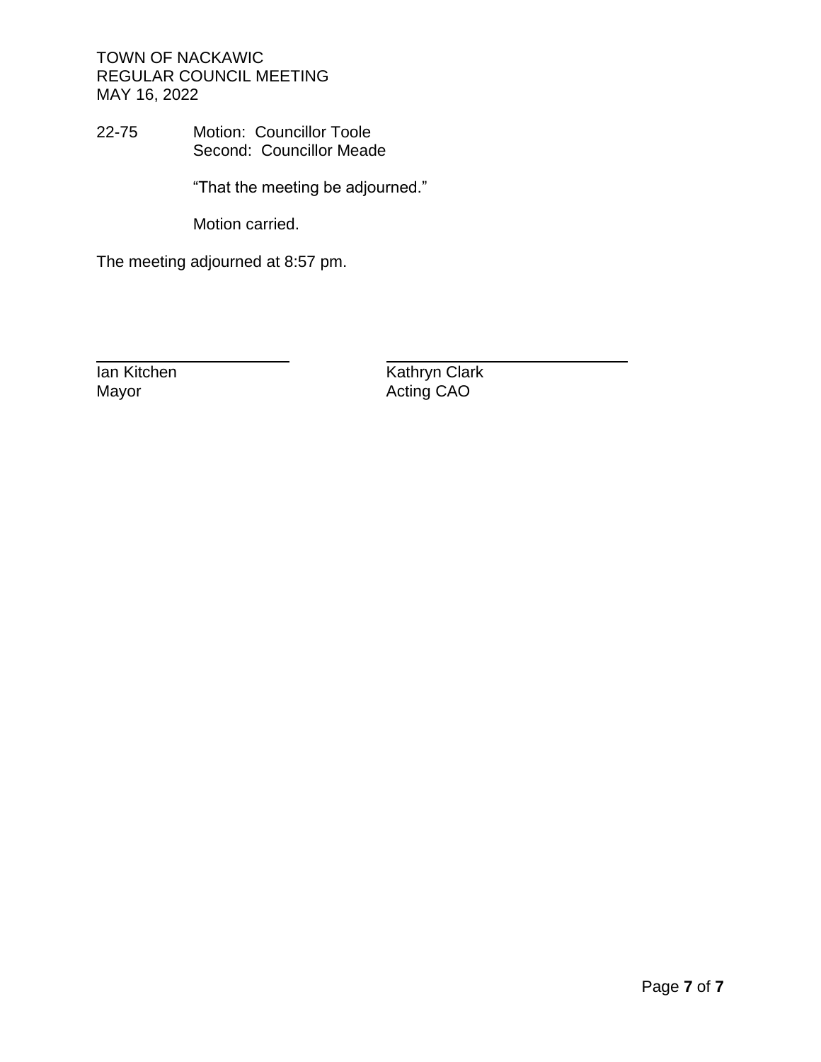22-75 Motion: Councillor Toole
Second: Councillor Meade

"That the meeting be adjourned."

Motion carried.

The meeting adjourned at 8:57 pm.

| | |
|---|---|
| Ian Kitchen | Kathryn Clark |
| Mayor | Acting CAO |